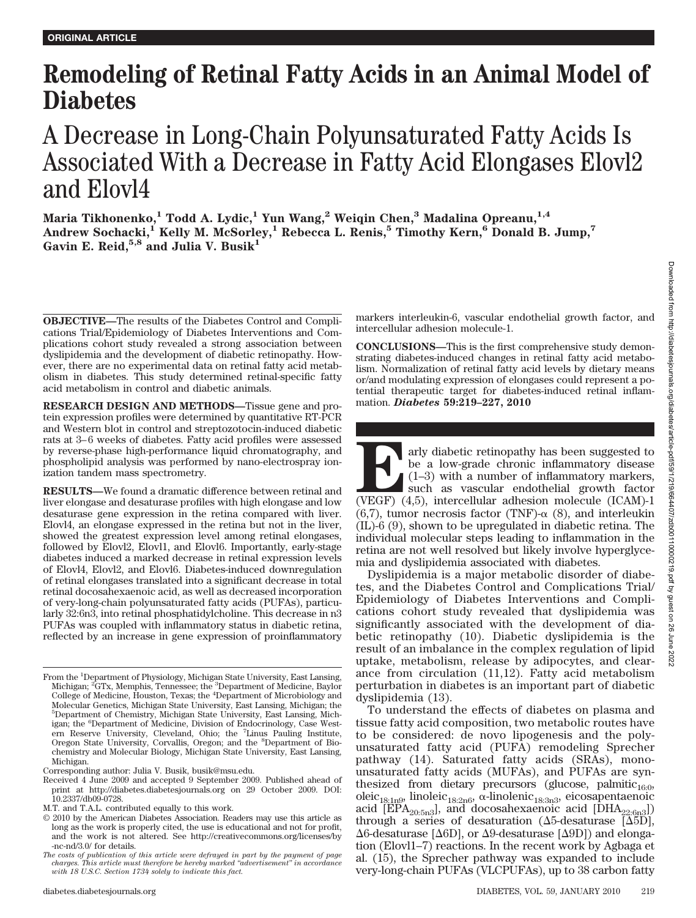ORIGINAL ARTICLE

# Remodeling of Retinal Fatty Acids in an Animal Model of Diabetes

## A Decrease in Long-Chain Polyunsaturated Fatty Acids Is Associated With a Decrease in Fatty Acid Elongases Elovl2 and Elovl4

**Maria Tikhonenko,[1] Todd A. Lydic,[1] Yun Wang,[2] Weiqin Chen,[3] Madalina Opreanu,[1,4] Andrew Sochacki,[1] Kelly M. McSorley,[1] Rebecca L. Renis,[5] Timothy Kern,[6] Donald B. Jump,[7] Gavin E. Reid,[5,8] and Julia V. Busik[1]**

**OBJECTIVE**—The results of the Diabetes Control and Complications Trial/Epidemiology of Diabetes Interventions and Complications cohort study revealed a strong association between dyslipidemia and the development of diabetic retinopathy. However, there are no experimental data on retinal fatty acid metabolism in diabetes. This study determined retinal-specific fatty acid metabolism in control and diabetic animals.

**RESEARCH DESIGN AND METHODS**—Tissue gene and protein expression profiles were determined by quantitative RT-PCR and Western blot in control and streptozotocin-induced diabetic rats at 3–6 weeks of diabetes. Fatty acid profiles were assessed by reverse-phase high-performance liquid chromatography, and phospholipid analysis was performed by nano-electrospray ionization tandem mass spectrometry.

**RESULTS**—We found a dramatic difference between retinal and liver elongase and desaturase profiles with high elongase and low desaturase gene expression in the retina compared with liver. Elovl4, an elongase expressed in the retina but not in the liver, showed the greatest expression level among retinal elongases, followed by Elovl2, Elovl1, and Elovl6. Importantly, early-stage diabetes induced a marked decrease in retinal expression levels of Elovl4, Elovl2, and Elovl6. Diabetes-induced downregulation of retinal elongases translated into a significant decrease in total retinal docosahexaenoic acid, as well as decreased incorporation of very-long-chain polyunsaturated fatty acids (PUFAs), particularly 32:6n3, into retinal phosphatidylcholine. This decrease in n3 PUFAs was coupled with inflammatory status in diabetic retina, reflected by an increase in gene expression of proinflammatory markers interleukin-6, vascular endothelial growth factor, and intercellular adhesion molecule-1.

**CONCLUSIONS**—This is the first comprehensive study demonstrating diabetes-induced changes in retinal fatty acid metabolism. Normalization of retinal fatty acid levels by dietary means or/and modulating expression of elongases could represent a potential therapeutic target for diabetes-induced retinal inflammation. ***Diabetes* 59:219–227, 2010**

From the [1]Department of Physiology, Michigan State University, East Lansing, Michigan; [2]GTx, Memphis, Tennessee; the [3]Department of Medicine, Baylor College of Medicine, Houston, Texas; the [4]Department of Microbiology and Molecular Genetics, Michigan State University, East Lansing, Michigan; the [5]Department of Chemistry, Michigan State University, East Lansing, Michigan; the [6]Department of Medicine, Division of Endocrinology, Case Western Reserve University, Cleveland, Ohio; the [7]Linus Pauling Institute, Oregon State University, Corvallis, Oregon; and the [8]Department of Biochemistry and Molecular Biology, Michigan State University, East Lansing, Michigan.

Corresponding author: Julia V. Busik, busik@msu.edu.

Received 4 June 2009 and accepted 9 September 2009. Published ahead of print at http://diabetes.diabetesjournals.org on 29 October 2009. DOI: 10.2337/db09-0728.

M.T. and T.A.L. contributed equally to this work.

© 2010 by the American Diabetes Association. Readers may use this article as long as the work is properly cited, the use is educational and not for profit, and the work is not altered. See http://creativecommons.org/licenses/by-nc-nd/3.0/ for details.

*The costs of publication of this article were defrayed in part by the payment of page charges. This article must therefore be hereby marked "advertisement" in accordance with 18 U.S.C. Section 1734 solely to indicate this fact.*

Early diabetic retinopathy has been suggested to be a low-grade chronic inflammatory disease (1–3) with a number of inflammatory markers, such as vascular endothelial growth factor (VEGF) (4,5), intercellular adhesion molecule (ICAM)-1 (6,7), tumor necrosis factor (TNF)-α (8), and interleukin (IL)-6 (9), shown to be upregulated in diabetic retina. The individual molecular steps leading to inflammation in the retina are not well resolved but likely involve hyperglycemia and dyslipidemia associated with diabetes.

Dyslipidemia is a major metabolic disorder of diabetes, and the Diabetes Control and Complications Trial/Epidemiology of Diabetes Interventions and Complications cohort study revealed that dyslipidemia was significantly associated with the development of diabetic retinopathy (10). Diabetic dyslipidemia is the result of an imbalance in the complex regulation of lipid uptake, metabolism, release by adipocytes, and clearance from circulation (11,12). Fatty acid metabolism perturbation in diabetes is an important part of diabetic dyslipidemia (13).

To understand the effects of diabetes on plasma and tissue fatty acid composition, two metabolic routes have to be considered: de novo lipogenesis and the polyunsaturated fatty acid (PUFA) remodeling Sprecher pathway (14). Saturated fatty acids (SFAs), monounsaturated fatty acids (MUFAs), and PUFAs are synthesized from dietary precursors (glucose, palmitic$_{16:0}$, oleic$_{18:1n9}$, linoleic$_{18:2n6}$, α-linolenic$_{18:3n3}$, eicosapentaenoic acid [EPA$_{20:5n3}$], and docosahexaenoic acid [DHA$_{22:6n3}$]) through a series of desaturation (Δ5-desaturase [Δ5D], Δ6-desaturase [Δ6D], or Δ9-desaturase [Δ9D]) and elongation (Elovl1–7) reactions. In the recent work by Agbaga et al. (15), the Sprecher pathway was expanded to include very-long-chain PUFAs (VLCPUFAs), up to 38 carbon fatty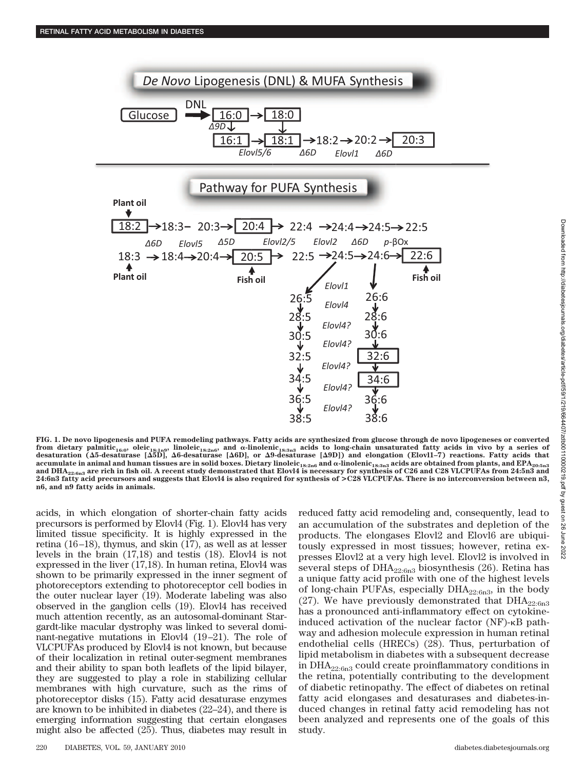FIG. 1. De novo lipogenesis and PUFA remodeling pathways. Fatty acids are synthesized from glucose through de novo lipogeneses or converted from dietary palmitic$_{16:0}$, oleic$_{18:1n9}$, linoleic$_{18:2n6}$, and α-linolenic$_{18:3n3}$ acids to long-chain unsaturated fatty acids in vivo by a series of desaturation (Δ5-desaturase [Δ5D], Δ6-desaturase [Δ6D], or Δ9-desaturase [Δ9D]) and elongation (Elovl1–7) reactions. Fatty acids that accumulate in animal and human tissues are in solid boxes. Dietary linoleic$_{18:2n6}$ and α-linolenic$_{18:3n3}$ acids are obtained from plants, and EPA$_{20:5n3}$ and DHA$_{22:6n3}$ are rich in fish oil. A recent study demonstrated that Elovl4 is necessary for synthesis of C26 and C28 VLCPUFAs from 24:5n3 and 24:6n3 fatty acid precursors and suggests that Elovl4 is also required for synthesis of >C28 VLCPUFAs. There is no interconversion between n3, n6, and n9 fatty acids in animals.

acids, in which elongation of shorter-chain fatty acids precursors is performed by Elovl4 (Fig. 1). Elovl4 has very limited tissue specificity. It is highly expressed in the retina (16–18), thymus, and skin (17), as well as at lesser levels in the brain (17,18) and testis (18). Elovl4 is not expressed in the liver (17,18). In human retina, Elovl4 was shown to be primarily expressed in the inner segment of photoreceptors extending to photoreceptor cell bodies in the outer nuclear layer (19). Moderate labeling was also observed in the ganglion cells (19). Elovl4 has received much attention recently, as an autosomal-dominant Stargardt-like macular dystrophy was linked to several dominant-negative mutations in Elovl4 (19–21). The role of VLCPUFAs produced by Elovl4 is not known, but because of their localization in retinal outer-segment membranes and their ability to span both leaflets of the lipid bilayer, they are suggested to play a role in stabilizing cellular membranes with high curvature, such as the rims of photoreceptor disks (15). Fatty acid desaturase enzymes are known to be inhibited in diabetes (22–24), and there is emerging information suggesting that certain elongases might also be affected (25). Thus, diabetes may result in reduced fatty acid remodeling and, consequently, lead to an accumulation of the substrates and depletion of the products. The elongases Elovl2 and Elovl6 are ubiquitously expressed in most tissues; however, retina expresses Elovl2 at a very high level. Elovl2 is involved in several steps of DHA$_{22:6n3}$ biosynthesis (26). Retina has a unique fatty acid profile with one of the highest levels of long-chain PUFAs, especially DHA$_{22:6n3}$, in the body (27). We have previously demonstrated that DHA$_{22:6n3}$ has a pronounced anti-inflammatory effect on cytokine-induced activation of the nuclear factor (NF)-κB pathway and adhesion molecule expression in human retinal endothelial cells (HRECs) (28). Thus, perturbation of lipid metabolism in diabetes with a subsequent decrease in DHA$_{22:6n3}$ could create proinflammatory conditions in the retina, potentially contributing to the development of diabetic retinopathy. The effect of diabetes on retinal fatty acid elongases and desaturases and diabetes-induced changes in retinal fatty acid remodeling has not been analyzed and represents one of the goals of this study.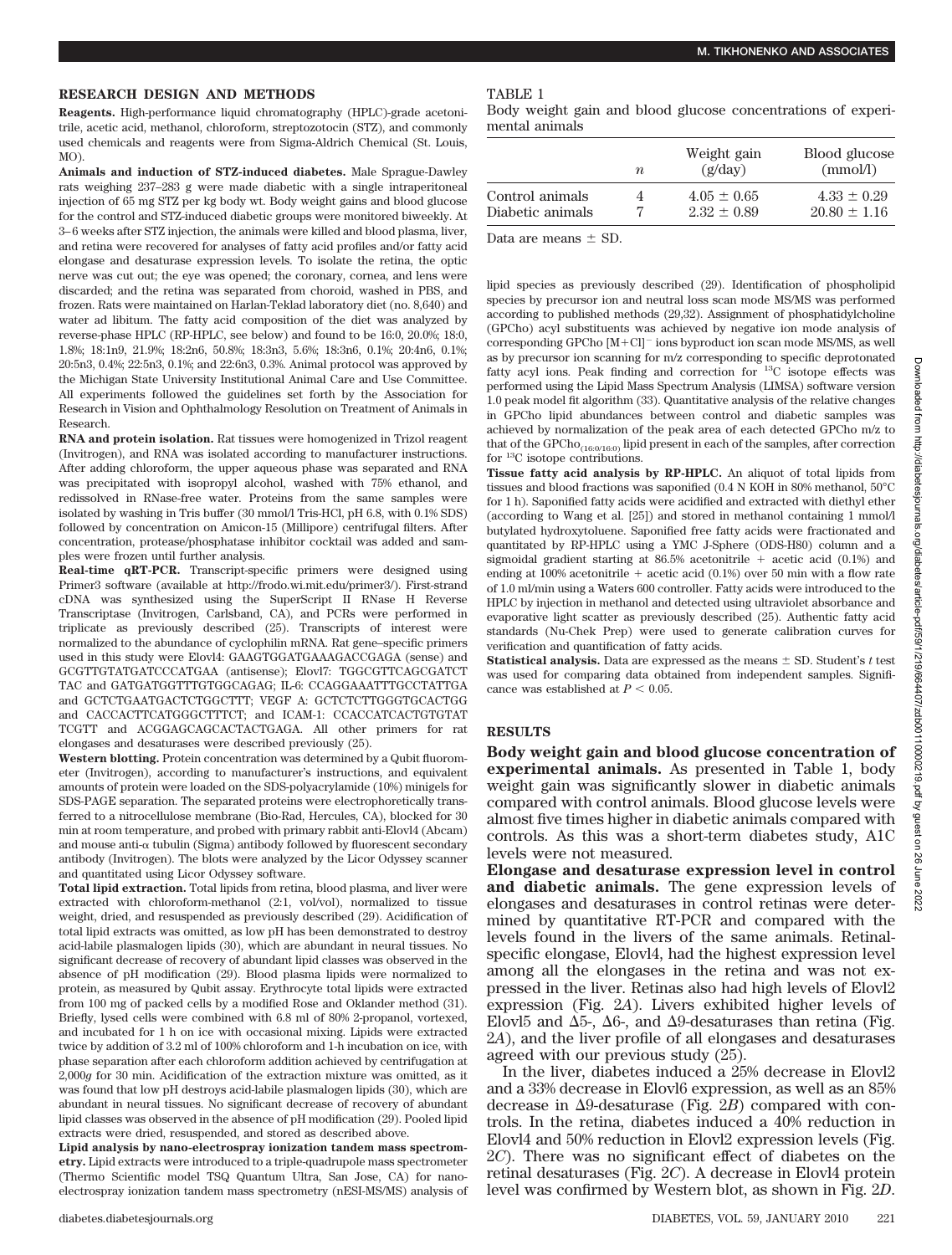## RESEARCH DESIGN AND METHODS

**Reagents.** High-performance liquid chromatography (HPLC)-grade acetonitrile, acetic acid, methanol, chloroform, streptozotocin (STZ), and commonly used chemicals and reagents were from Sigma-Aldrich Chemical (St. Louis, MO).

**Animals and induction of STZ-induced diabetes.** Male Sprague-Dawley rats weighing 237–283 g were made diabetic with a single intraperitoneal injection of 65 mg STZ per kg body wt. Body weight gains and blood glucose for the control and STZ-induced diabetic groups were monitored biweekly. At 3–6 weeks after STZ injection, the animals were killed and blood plasma, liver, and retina were recovered for analyses of fatty acid profiles and/or fatty acid elongase and desaturase expression levels. To isolate the retina, the optic nerve was cut out; the eye was opened; the coronary, cornea, and lens were discarded; and the retina was separated from choroid, washed in PBS, and frozen. Rats were maintained on Harlan-Teklad laboratory diet (no. 8,640) and water ad libitum. The fatty acid composition of the diet was analyzed by reverse-phase HPLC (RP-HPLC, see below) and found to be 16:0, 20.0%; 18:0, 1.8%; 18:1n9, 21.9%; 18:2n6, 50.8%; 18:3n3, 5.6%; 18:3n6, 0.1%; 20:4n6, 0.1%; 20:5n3, 0.4%; 22:5n3, 0.1%; and 22:6n3, 0.3%. Animal protocol was approved by the Michigan State University Institutional Animal Care and Use Committee. All experiments followed the guidelines set forth by the Association for Research in Vision and Ophthalmology Resolution on Treatment of Animals in Research.

**RNA and protein isolation.** Rat tissues were homogenized in Trizol reagent (Invitrogen), and RNA was isolated according to manufacturer instructions. After adding chloroform, the upper aqueous phase was separated and RNA was precipitated with isopropyl alcohol, washed with 75% ethanol, and redissolved in RNase-free water. Proteins from the same samples were isolated by washing in Tris buffer (30 mmol/l Tris-HCl, pH 6.8, with 0.1% SDS) followed by concentration on Amicon-15 (Millipore) centrifugal filters. After concentration, protease/phosphatase inhibitor cocktail was added and samples were frozen until further analysis.

**Real-time qRT-PCR.** Transcript-specific primers were designed using Primer3 software (available at http://frodo.wi.mit.edu/primer3/). First-strand cDNA was synthesized using the SuperScript II RNase H Reverse Transcriptase (Invitrogen, Carlsband, CA), and PCRs were performed in triplicate as previously described (25). Transcripts of interest were normalized to the abundance of cyclophilin mRNA. Rat gene–specific primers used in this study were Elovl4: GAAGTGGATGAAAGACCGAGA (sense) and GCGTTGTATGATCCCATGAA (antisense); Elovl7: TGGCGTTCAGCGATCT TAC and GATGATGGTTTGTGGCAGAG; IL-6: CCAGGAAATTTGCCTATTGA and GCTCTGAATGACTCTGGCTTT; VEGF A: GCTCTCTTGGGTGCACTGG and CACCACTTCATGGGCTTTCT; and ICAM-1: CCACCATCACTGTGTAT TCGTT and ACGGAGCAGCACTACTGAGA. All other primers for rat elongases and desaturases were described previously (25).

**Western blotting.** Protein concentration was determined by a Qubit fluorometer (Invitrogen), according to manufacturer's instructions, and equivalent amounts of protein were loaded on the SDS-polyacrylamide (10%) minigels for SDS-PAGE separation. The separated proteins were electrophoretically transferred to a nitrocellulose membrane (Bio-Rad, Hercules, CA), blocked for 30 min at room temperature, and probed with primary rabbit anti-Elovl4 (Abcam) and mouse anti-α tubulin (Sigma) antibody followed by fluorescent secondary antibody (Invitrogen). The blots were analyzed by the Licor Odyssey scanner and quantitated using Licor Odyssey software.

**Total lipid extraction.** Total lipids from retina, blood plasma, and liver were extracted with chloroform-methanol (2:1, vol/vol), normalized to tissue weight, dried, and resuspended as previously described (29). Acidification of total lipid extracts was omitted, as low pH has been demonstrated to destroy acid-labile plasmalogen lipids (30), which are abundant in neural tissues. No significant decrease of recovery of abundant lipid classes was observed in the absence of pH modification (29). Blood plasma lipids were normalized to protein, as measured by Qubit assay. Erythrocyte total lipids were extracted from 100 mg of packed cells by a modified Rose and Oklander method (31). Briefly, lysed cells were combined with 6.8 ml of 80% 2-propanol, vortexed, and incubated for 1 h on ice with occasional mixing. Lipids were extracted twice by addition of 3.2 ml of 100% chloroform and 1-h incubation on ice, with phase separation after each chloroform addition achieved by centrifugation at 2,000*g* for 30 min. Acidification of the extraction mixture was omitted, as it was found that low pH destroys acid-labile plasmalogen lipids (30), which are abundant in neural tissues. No significant decrease of recovery of abundant lipid classes was observed in the absence of pH modification (29). Pooled lipid extracts were dried, resuspended, and stored as described above.

**Lipid analysis by nano-electrospray ionization tandem mass spectrometry.** Lipid extracts were introduced to a triple-quadrupole mass spectrometer (Thermo Scientific model TSQ Quantum Ultra, San Jose, CA) for nano-electrospray ionization tandem mass spectrometry (nESI-MS/MS) analysis of lipid species as previously described (29). Identification of phospholipid species by precursor ion and neutral loss scan mode MS/MS was performed according to published methods (29,32). Assignment of phosphatidylcholine (GPCho) acyl substituents was achieved by negative ion mode analysis of corresponding GPCho $[M+Cl]^-$ ions byproduct ion scan mode MS/MS, as well as by precursor ion scanning for m/z corresponding to specific deprotonated fatty acyl ions. Peak finding and correction for $^{13}C$ isotope effects was performed using the Lipid Mass Spectrum Analysis (LIMSA) software version 1.0 peak model fit algorithm (33). Quantitative analysis of the relative changes in GPCho lipid abundances between control and diabetic samples was achieved by normalization of the peak area of each detected GPCho m/z to that of the $GPCho_{(16:0/16:0)}$ lipid present in each of the samples, after correction for $^{13}C$ isotope contributions.

**Tissue fatty acid analysis by RP-HPLC.** An aliquot of total lipids from tissues and blood fractions was saponified (0.4 N KOH in 80% methanol, 50°C for 1 h). Saponified fatty acids were acidified and extracted with diethyl ether (according to Wang et al. [25]) and stored in methanol containing 1 mmol/l butylated hydroxytoluene. Saponified free fatty acids were fractionated and quantitated by RP-HPLC using a YMC J-Sphere (ODS-H80) column and a sigmoidal gradient starting at 86.5% acetonitrile + acetic acid (0.1%) and ending at 100% acetonitrile + acetic acid (0.1%) over 50 min with a flow rate of 1.0 ml/min using a Waters 600 controller. Fatty acids were introduced to the HPLC by injection in methanol and detected using ultraviolet absorbance and evaporative light scatter as previously described (25). Authentic fatty acid standards (Nu-Chek Prep) were used to generate calibration curves for verification and quantification of fatty acids.

**Statistical analysis.** Data are expressed as the means ± SD. Student's *t* test was used for comparing data obtained from independent samples. Significance was established at $P < 0.05$.

TABLE 1

Body weight gain and blood glucose concentrations of experimental animals

| | *n* | Weight gain (g/day) | Blood glucose (mmol/l) |
|---|---|---|---|
| Control animals | 4 | 4.05 ± 0.65 | 4.33 ± 0.29 |
| Diabetic animals | 7 | 2.32 ± 0.89 | 20.80 ± 1.16 |

Data are means ± SD.

## RESULTS

**Body weight gain and blood glucose concentration of experimental animals.** As presented in Table 1, body weight gain was significantly slower in diabetic animals compared with control animals. Blood glucose levels were almost five times higher in diabetic animals compared with controls. As this was a short-term diabetes study, A1C levels were not measured.

**Elongase and desaturase expression level in control and diabetic animals.** The gene expression levels of elongases and desaturases in control retinas were determined by quantitative RT-PCR and compared with the levels found in the livers of the same animals. Retinal-specific elongase, Elovl4, had the highest expression level among all the elongases in the retina and was not expressed in the liver. Retinas also had high levels of Elovl2 expression (Fig. 2*A*). Livers exhibited higher levels of Elovl5 and Δ5-, Δ6-, and Δ9-desaturases than retina (Fig. 2*A*), and the liver profile of all elongases and desaturases agreed with our previous study (25).

In the liver, diabetes induced a 25% decrease in Elovl2 and a 33% decrease in Elovl6 expression, as well as an 85% decrease in Δ9-desaturase (Fig. 2*B*) compared with controls. In the retina, diabetes induced a 40% reduction in Elovl4 and 50% reduction in Elovl2 expression levels (Fig. 2*C*). There was no significant effect of diabetes on the retinal desaturases (Fig. 2*C*). A decrease in Elovl4 protein level was confirmed by Western blot, as shown in Fig. 2*D*.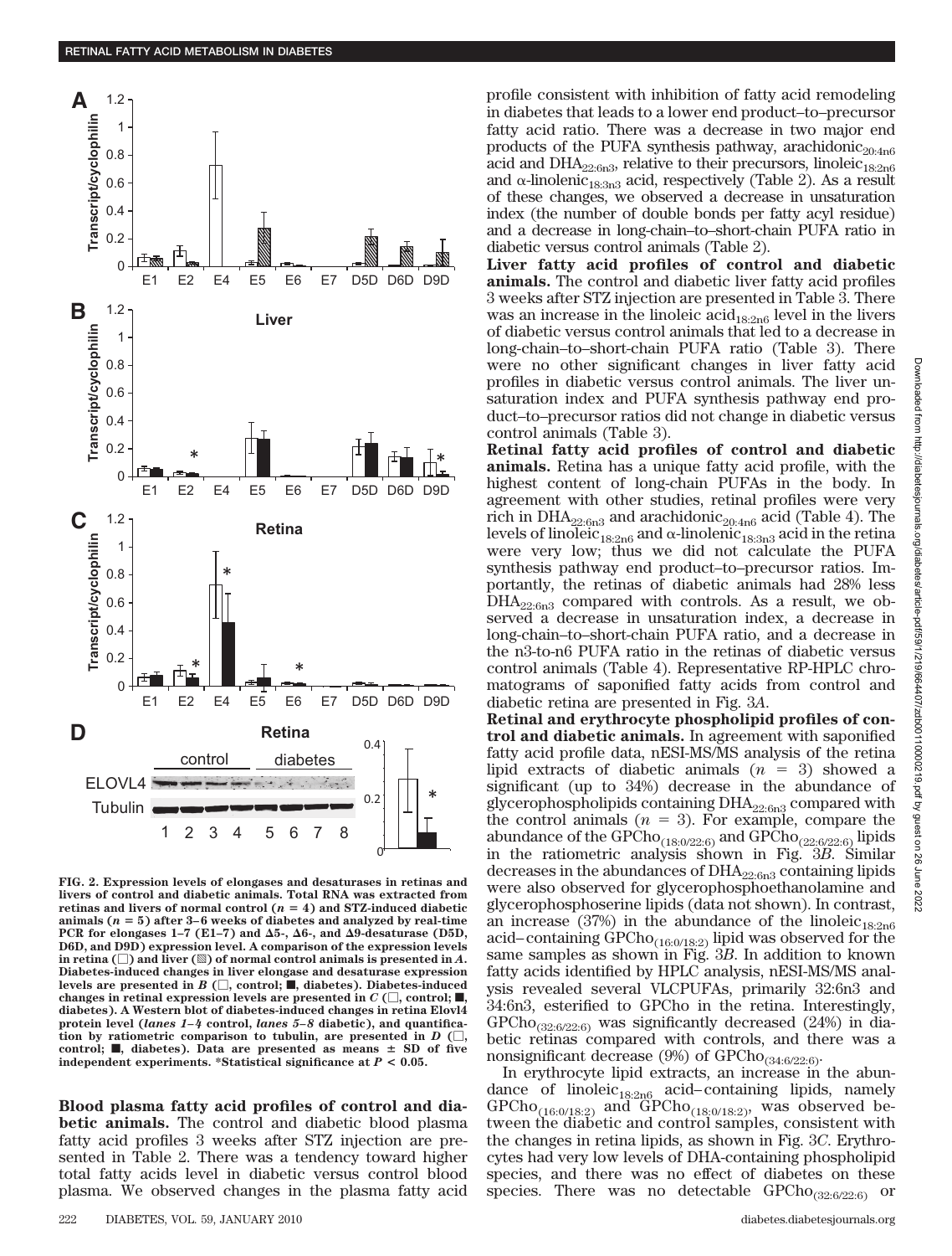FIG. 2. Expression levels of elongases and desaturases in retinas and livers of control and diabetic animals. Total RNA was extracted from retinas and livers of normal control ($n = 4$) and STZ-induced diabetic animals ($n = 5$) after 3–6 weeks of diabetes and analyzed by real-time PCR for elongases 1–7 (E1–7) and Δ5-, Δ6-, and Δ9-desaturase (D5D, D6D, and D9D) expression level. A comparison of the expression levels in retina (□) and liver (▨) of normal control animals is presented in *A*. Diabetes-induced changes in liver elongase and desaturase expression levels are presented in *B* (□, control; ■, diabetes). Diabetes-induced changes in retinal expression levels are presented in *C* (□, control; ■, diabetes). A Western blot of diabetes-induced changes in retina Elovl4 protein level (*lanes 1–4* control, *lanes 5–8* diabetic), and quantification by ratiometric comparison to tubulin, are presented in *D* (□, control; ■, diabetes). Data are presented as means ± SD of five independent experiments. *Statistical significance at $P < 0.05$.

**Blood plasma fatty acid profiles of control and diabetic animals.** The control and diabetic blood plasma fatty acid profiles 3 weeks after STZ injection are presented in Table 2. There was a tendency toward higher total fatty acids level in diabetic versus control blood plasma. We observed changes in the plasma fatty acid profile consistent with inhibition of fatty acid remodeling in diabetes that leads to a lower end product–to–precursor fatty acid ratio. There was a decrease in two major end products of the PUFA synthesis pathway, arachidonic$_{20:4n6}$ acid and DHA$_{22:6n3}$, relative to their precursors, linoleic$_{18:2n6}$ and α-linolenic$_{18:3n3}$ acid, respectively (Table 2). As a result of these changes, we observed a decrease in unsaturation index (the number of double bonds per fatty acyl residue) and a decrease in long-chain–to–short-chain PUFA ratio in diabetic versus control animals (Table 2).

**Liver fatty acid profiles of control and diabetic animals.** The control and diabetic liver fatty acid profiles 3 weeks after STZ injection are presented in Table 3. There was an increase in the linoleic acid$_{18:2n6}$ level in the livers of diabetic versus control animals that led to a decrease in long-chain–to–short-chain PUFA ratio (Table 3). There were no other significant changes in liver fatty acid profiles in diabetic versus control animals. The liver unsaturation index and PUFA synthesis pathway end product–to–precursor ratios did not change in diabetic versus control animals (Table 3).

**Retinal fatty acid profiles of control and diabetic animals.** Retina has a unique fatty acid profile, with the highest content of long-chain PUFAs in the body. In agreement with other studies, retinal profiles were very rich in DHA$_{22:6n3}$ and arachidonic$_{20:4n6}$ acid (Table 4). The levels of linoleic$_{18:2n6}$ and α-linolenic$_{18:3n3}$ acid in the retina were very low; thus we did not calculate the PUFA synthesis pathway end product–to–precursor ratios. Importantly, the retinas of diabetic animals had 28% less DHA$_{22:6n3}$ compared with controls. As a result, we observed a decrease in unsaturation index, a decrease in long-chain–to–short-chain PUFA ratio, and a decrease in the n3-to-n6 PUFA ratio in the retinas of diabetic versus control animals (Table 4). Representative RP-HPLC chromatograms of saponified fatty acids from control and diabetic retina are presented in Fig. 3*A*.

**Retinal and erythrocyte phospholipid profiles of control and diabetic animals.** In agreement with saponified fatty acid profile data, nESI-MS/MS analysis of the retina lipid extracts of diabetic animals ($n = 3$) showed a significant (up to 34%) decrease in the abundance of glycerophospholipids containing DHA$_{22:6n3}$ compared with the control animals ($n = 3$). For example, compare the abundance of the GPCho$_{(18:0/22:6)}$ and GPCho$_{(22:6/22:6)}$ lipids in the ratiometric analysis shown in Fig. 3*B*. Similar decreases in the abundances of DHA$_{22:6n3}$ containing lipids were also observed for glycerophosphoethanolamine and glycerophosphoserine lipids (data not shown). In contrast, an increase (37%) in the abundance of the linoleic$_{18:2n6}$ acid–containing GPCho$_{(16:0/18:2)}$ lipid was observed for the same samples as shown in Fig. 3*B*. In addition to known fatty acids identified by HPLC analysis, nESI-MS/MS analysis revealed several VLCPUFAs, primarily 32:6n3 and 34:6n3, esterified to GPCho in the retina. Interestingly, GPCho$_{(32:6/22:6)}$ was significantly decreased (24%) in diabetic retinas compared with controls, and there was a nonsignificant decrease (9%) of GPCho$_{(34:6/22:6)}$.

In erythrocyte lipid extracts, an increase in the abundance of linoleic$_{18:2n6}$ acid–containing lipids, namely GPCho$_{(16:0/18:2)}$ and GPCho$_{(18:0/18:2)}$, was observed between the diabetic and control samples, consistent with the changes in retina lipids, as shown in Fig. 3*C*. Erythrocytes had very low levels of DHA-containing phospholipid species, and there was no effect of diabetes on these species. There was no detectable GPCho$_{(32:6/22:6)}$ or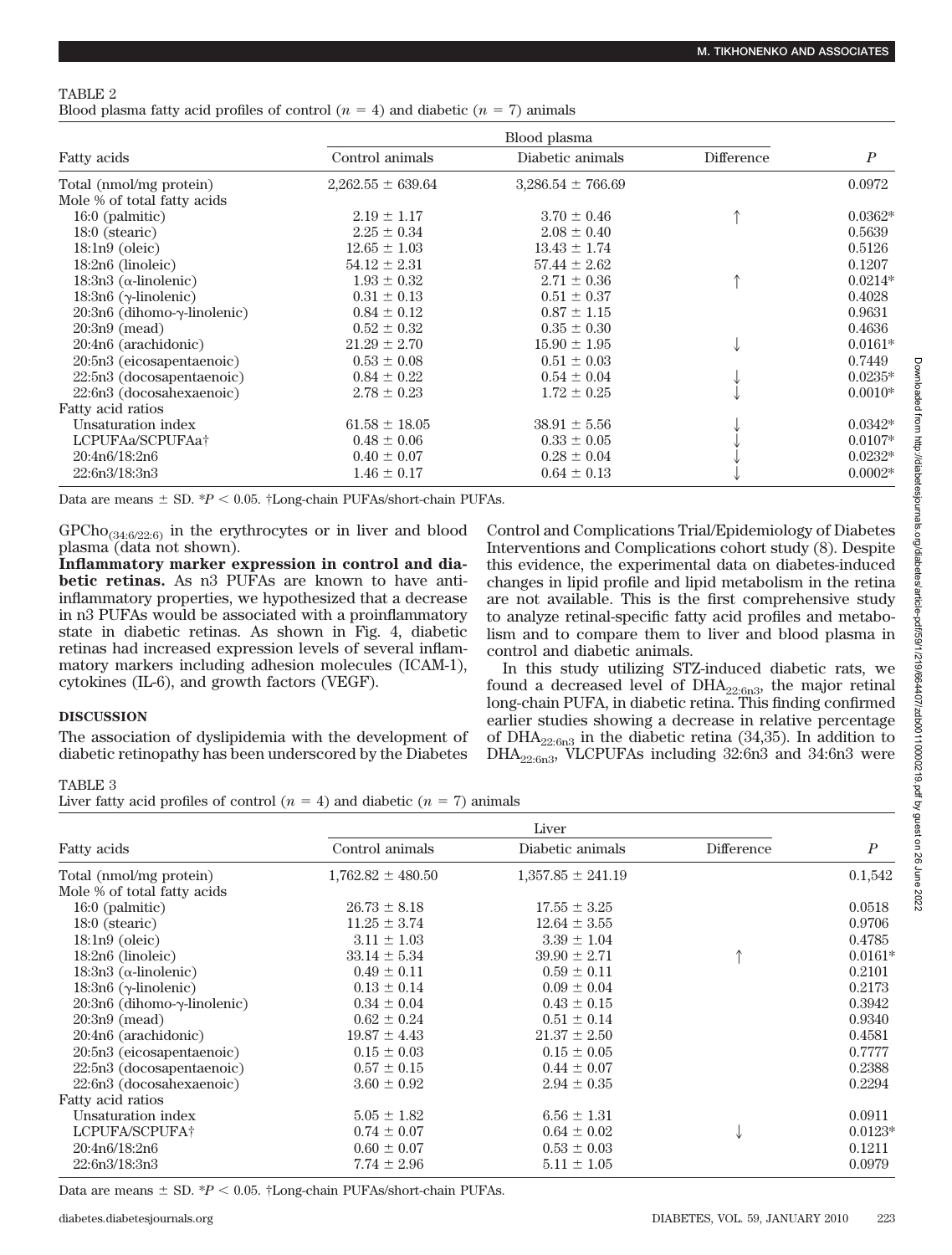TABLE 2
Blood plasma fatty acid profiles of control ($n = 4$) and diabetic ($n = 7$) animals

| Fatty acids | Blood plasma | | | $P$ |
|---|---|---|---|---|
| | Control animals | Diabetic animals | Difference | |
| Total (nmol/mg protein) | 2,262.55 ± 639.64 | 3,286.54 ± 766.69 | | 0.0972 |
| Mole % of total fatty acids | | | | |
| 16:0 (palmitic) | 2.19 ± 1.17 | 3.70 ± 0.46 | ↑ | 0.0362* |
| 18:0 (stearic) | 2.25 ± 0.34 | 2.08 ± 0.40 | | 0.5639 |
| 18:1n9 (oleic) | 12.65 ± 1.03 | 13.43 ± 1.74 | | 0.5126 |
| 18:2n6 (linoleic) | 54.12 ± 2.31 | 57.44 ± 2.62 | | 0.1207 |
| 18:3n3 (α-linolenic) | 1.93 ± 0.32 | 2.71 ± 0.36 | ↑ | 0.0214* |
| 18:3n6 (γ-linolenic) | 0.31 ± 0.13 | 0.51 ± 0.37 | | 0.4028 |
| 20:3n6 (dihomo-γ-linolenic) | 0.84 ± 0.12 | 0.87 ± 1.15 | | 0.9631 |
| 20:3n9 (mead) | 0.52 ± 0.32 | 0.35 ± 0.30 | | 0.4636 |
| 20:4n6 (arachidonic) | 21.29 ± 2.70 | 15.90 ± 1.95 | ↓ | 0.0161* |
| 20:5n3 (eicosapentaenoic) | 0.53 ± 0.08 | 0.51 ± 0.03 | | 0.7449 |
| 22:5n3 (docosapentaenoic) | 0.84 ± 0.22 | 0.54 ± 0.04 | ↓ | 0.0235* |
| 22:6n3 (docosahexaenoic) | 2.78 ± 0.23 | 1.72 ± 0.25 | ↓ | 0.0010* |
| Fatty acid ratios | | | | |
| Unsaturation index | 61.58 ± 18.05 | 38.91 ± 5.56 | ↓ | 0.0342* |
| LCPUFAa/SCPUFAa† | 0.48 ± 0.06 | 0.33 ± 0.05 | ↓ | 0.0107* |
| 20:4n6/18:2n6 | 0.40 ± 0.07 | 0.28 ± 0.04 | ↓ | 0.0232* |
| 22:6n3/18:3n3 | 1.46 ± 0.17 | 0.64 ± 0.13 | ↓ | 0.0002* |

Data are means ± SD. *$P < 0.05$. †Long-chain PUFAs/short-chain PUFAs.

$GPCho_{(34:6/22:6)}$ in the erythrocytes or in liver and blood plasma (data not shown).

**Inflammatory marker expression in control and diabetic retinas.** As n3 PUFAs are known to have anti-inflammatory properties, we hypothesized that a decrease in n3 PUFAs would be associated with a proinflammatory state in diabetic retinas. As shown in Fig. 4, diabetic retinas had increased expression levels of several inflammatory markers including adhesion molecules (ICAM-1), cytokines (IL-6), and growth factors (VEGF).

## DISCUSSION

The association of dyslipidemia with the development of diabetic retinopathy has been underscored by the Diabetes Control and Complications Trial/Epidemiology of Diabetes Interventions and Complications cohort study (8). Despite this evidence, the experimental data on diabetes-induced changes in lipid profile and lipid metabolism in the retina are not available. This is the first comprehensive study to analyze retinal-specific fatty acid profiles and metabolism and to compare them to liver and blood plasma in control and diabetic animals.

In this study utilizing STZ-induced diabetic rats, we found a decreased level of $DHA_{22:6n3}$, the major retinal long-chain PUFA, in diabetic retina. This finding confirmed earlier studies showing a decrease in relative percentage of $DHA_{22:6n3}$ in the diabetic retina (34,35). In addition to $DHA_{22:6n3}$, VLCPUFAs including 32:6n3 and 34:6n3 were

TABLE 3
Liver fatty acid profiles of control ($n = 4$) and diabetic ($n = 7$) animals

| Fatty acids | Liver | | | $P$ |
|---|---|---|---|---|
| | Control animals | Diabetic animals | Difference | |
| Total (nmol/mg protein) | 1,762.82 ± 480.50 | 1,357.85 ± 241.19 | | 0.1,542 |
| Mole % of total fatty acids | | | | |
| 16:0 (palmitic) | 26.73 ± 8.18 | 17.55 ± 3.25 | | 0.0518 |
| 18:0 (stearic) | 11.25 ± 3.74 | 12.64 ± 3.55 | | 0.9706 |
| 18:1n9 (oleic) | 3.11 ± 1.03 | 3.39 ± 1.04 | | 0.4785 |
| 18:2n6 (linoleic) | 33.14 ± 5.34 | 39.90 ± 2.71 | ↑ | 0.0161* |
| 18:3n3 (α-linolenic) | 0.49 ± 0.11 | 0.59 ± 0.11 | | 0.2101 |
| 18:3n6 (γ-linolenic) | 0.13 ± 0.14 | 0.09 ± 0.04 | | 0.2173 |
| 20:3n6 (dihomo-γ-linolenic) | 0.34 ± 0.04 | 0.43 ± 0.15 | | 0.3942 |
| 20:3n9 (mead) | 0.62 ± 0.24 | 0.51 ± 0.14 | | 0.9340 |
| 20:4n6 (arachidonic) | 19.87 ± 4.43 | 21.37 ± 2.50 | | 0.4581 |
| 20:5n3 (eicosapentaenoic) | 0.15 ± 0.03 | 0.15 ± 0.05 | | 0.7777 |
| 22:5n3 (docosapentaenoic) | 0.57 ± 0.15 | 0.44 ± 0.07 | | 0.2388 |
| 22:6n3 (docosahexaenoic) | 3.60 ± 0.92 | 2.94 ± 0.35 | | 0.2294 |
| Fatty acid ratios | | | | |
| Unsaturation index | 5.05 ± 1.82 | 6.56 ± 1.31 | | 0.0911 |
| LCPUFA/SCPUFA† | 0.74 ± 0.07 | 0.64 ± 0.02 | ↓ | 0.0123* |
| 20:4n6/18:2n6 | 0.60 ± 0.07 | 0.53 ± 0.03 | | 0.1211 |
| 22:6n3/18:3n3 | 7.74 ± 2.96 | 5.11 ± 1.05 | | 0.0979 |

Data are means ± SD. *$P < 0.05$. †Long-chain PUFAs/short-chain PUFAs.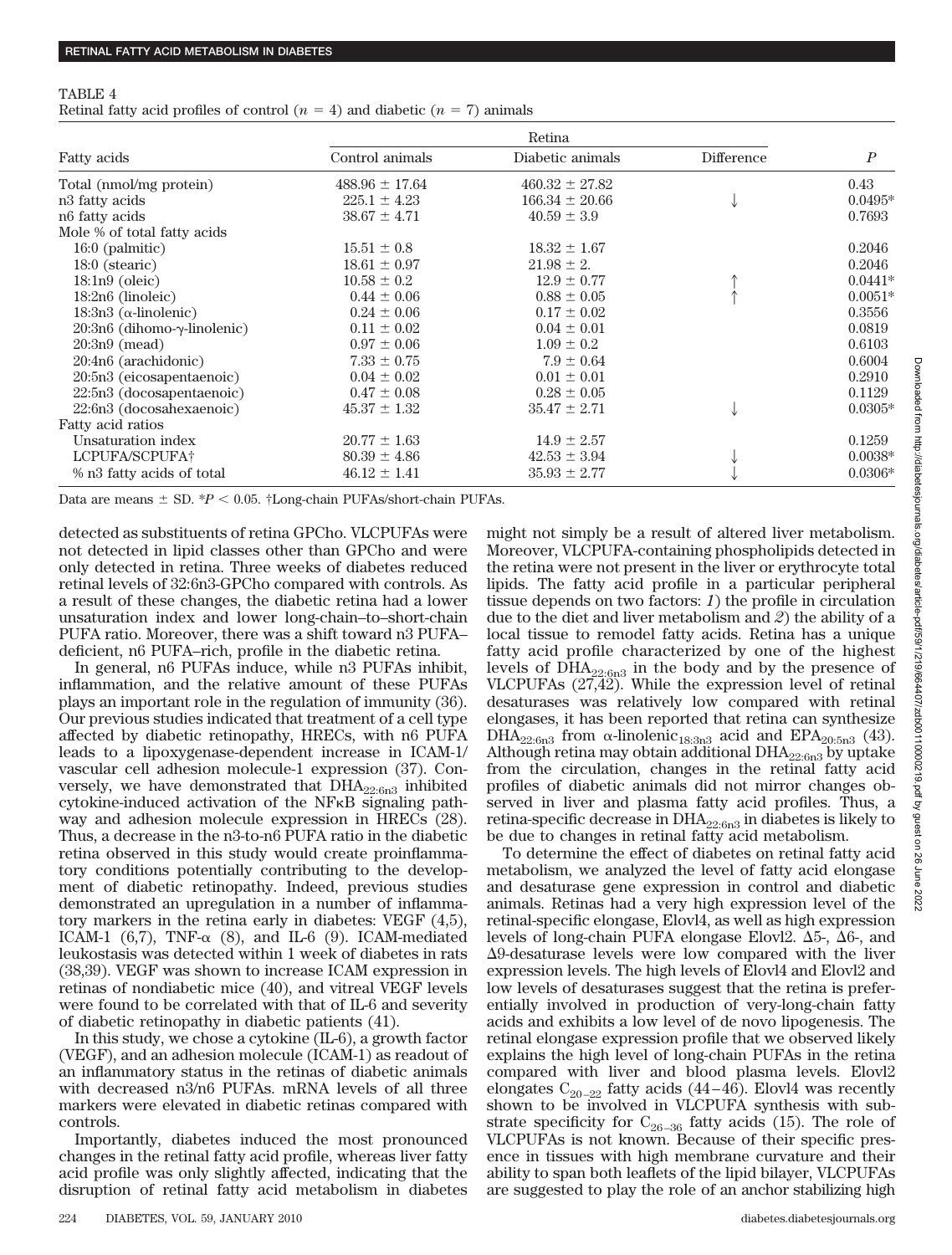TABLE 4

Retinal fatty acid profiles of control ($n = 4$) and diabetic ($n = 7$) animals

| Fatty acids | Retina | | | $P$ |
|---|---|---|---|---|
| | Control animals | Diabetic animals | Difference | |
| Total (nmol/mg protein) | 488.96 ± 17.64 | 460.32 ± 27.82 | | 0.43 |
| n3 fatty acids | 225.1 ± 4.23 | 166.34 ± 20.66 | ↓ | 0.0495* |
| n6 fatty acids | 38.67 ± 4.71 | 40.59 ± 3.9 | | 0.7693 |
| Mole % of total fatty acids | | | | |
| 16:0 (palmitic) | 15.51 ± 0.8 | 18.32 ± 1.67 | | 0.2046 |
| 18:0 (stearic) | 18.61 ± 0.97 | 21.98 ± 2. | | 0.2046 |
| 18:1n9 (oleic) | 10.58 ± 0.2 | 12.9 ± 0.77 | ↑ | 0.0441* |
| 18:2n6 (linoleic) | 0.44 ± 0.06 | 0.88 ± 0.05 | ↑ | 0.0051* |
| 18:3n3 (α-linolenic) | 0.24 ± 0.06 | 0.17 ± 0.02 | | 0.3556 |
| 20:3n6 (dihomo-γ-linolenic) | 0.11 ± 0.02 | 0.04 ± 0.01 | | 0.0819 |
| 20:3n9 (mead) | 0.97 ± 0.06 | 1.09 ± 0.2 | | 0.6103 |
| 20:4n6 (arachidonic) | 7.33 ± 0.75 | 7.9 ± 0.64 | | 0.6004 |
| 20:5n3 (eicosapentaenoic) | 0.04 ± 0.02 | 0.01 ± 0.01 | | 0.2910 |
| 22:5n3 (docosapentaenoic) | 0.47 ± 0.08 | 0.28 ± 0.05 | | 0.1129 |
| 22:6n3 (docosahexaenoic) | 45.37 ± 1.32 | 35.47 ± 2.71 | ↓ | 0.0305* |
| Fatty acid ratios | | | | |
| Unsaturation index | 20.77 ± 1.63 | 14.9 ± 2.57 | | 0.1259 |
| LCPUFA/SCPUFA† | 80.39 ± 4.86 | 42.53 ± 3.94 | ↓ | 0.0038* |
| % n3 fatty acids of total | 46.12 ± 1.41 | 35.93 ± 2.77 | ↓ | 0.0306* |

Data are means ± SD. *$P < 0.05$. †Long-chain PUFAs/short-chain PUFAs.

detected as substituents of retina GPCho. VLCPUFAs were not detected in lipid classes other than GPCho and were only detected in retina. Three weeks of diabetes reduced retinal levels of 32:6n3-GPCho compared with controls. As a result of these changes, the diabetic retina had a lower unsaturation index and lower long-chain–to–short-chain PUFA ratio. Moreover, there was a shift toward n3 PUFA–deficient, n6 PUFA–rich, profile in the diabetic retina.

In general, n6 PUFAs induce, while n3 PUFAs inhibit, inflammation, and the relative amount of these PUFAs plays an important role in the regulation of immunity (36). Our previous studies indicated that treatment of a cell type affected by diabetic retinopathy, HRECs, with n6 PUFA leads to a lipoxygenase-dependent increase in ICAM-1/vascular cell adhesion molecule-1 expression (37). Conversely, we have demonstrated that $DHA_{22:6n3}$ inhibited cytokine-induced activation of the NFκB signaling pathway and adhesion molecule expression in HRECs (28). Thus, a decrease in the n3-to-n6 PUFA ratio in the diabetic retina observed in this study would create proinflammatory conditions potentially contributing to the development of diabetic retinopathy. Indeed, previous studies demonstrated an upregulation in a number of inflammatory markers in the retina early in diabetes: VEGF (4,5), ICAM-1 (6,7), TNF-α (8), and IL-6 (9). ICAM-mediated leukostasis was detected within 1 week of diabetes in rats (38,39). VEGF was shown to increase ICAM expression in retinas of nondiabetic mice (40), and vitreal VEGF levels were found to be correlated with that of IL-6 and severity of diabetic retinopathy in diabetic patients (41).

In this study, we chose a cytokine (IL-6), a growth factor (VEGF), and an adhesion molecule (ICAM-1) as readout of an inflammatory status in the retinas of diabetic animals with decreased n3/n6 PUFAs. mRNA levels of all three markers were elevated in diabetic retinas compared with controls.

Importantly, diabetes induced the most pronounced changes in the retinal fatty acid profile, whereas liver fatty acid profile was only slightly affected, indicating that the disruption of retinal fatty acid metabolism in diabetes might not simply be a result of altered liver metabolism. Moreover, VLCPUFA-containing phospholipids detected in the retina were not present in the liver or erythrocyte total lipids. The fatty acid profile in a particular peripheral tissue depends on two factors: *1*) the profile in circulation due to the diet and liver metabolism and *2*) the ability of a local tissue to remodel fatty acids. Retina has a unique fatty acid profile characterized by one of the highest levels of $DHA_{22:6n3}$ in the body and by the presence of VLCPUFAs (27,42). While the expression level of retinal desaturases was relatively low compared with retinal elongases, it has been reported that retina can synthesize $DHA_{22:6n3}$ from α-$linolenic_{18:3n3}$ acid and $EPA_{20:5n3}$ (43). Although retina may obtain additional $DHA_{22:6n3}$ by uptake from the circulation, changes in the retinal fatty acid profiles of diabetic animals did not mirror changes observed in liver and plasma fatty acid profiles. Thus, a retina-specific decrease in $DHA_{22:6n3}$ in diabetes is likely to be due to changes in retinal fatty acid metabolism.

To determine the effect of diabetes on retinal fatty acid metabolism, we analyzed the level of fatty acid elongase and desaturase gene expression in control and diabetic animals. Retinas had a very high expression level of the retinal-specific elongase, Elovl4, as well as high expression levels of long-chain PUFA elongase Elovl2. Δ5-, Δ6-, and Δ9-desaturase levels were low compared with the liver expression levels. The high levels of Elovl4 and Elovl2 and low levels of desaturases suggest that the retina is preferentially involved in production of very-long-chain fatty acids and exhibits a low level of de novo lipogenesis. The retinal elongase expression profile that we observed likely explains the high level of long-chain PUFAs in the retina compared with liver and blood plasma levels. Elovl2 elongates $C_{20-22}$ fatty acids (44–46). Elovl4 was recently shown to be involved in VLCPUFA synthesis with substrate specificity for $C_{26-36}$ fatty acids (15). The role of VLCPUFAs is not known. Because of their specific presence in tissues with high membrane curvature and their ability to span both leaflets of the lipid bilayer, VLCPUFAs are suggested to play the role of an anchor stabilizing high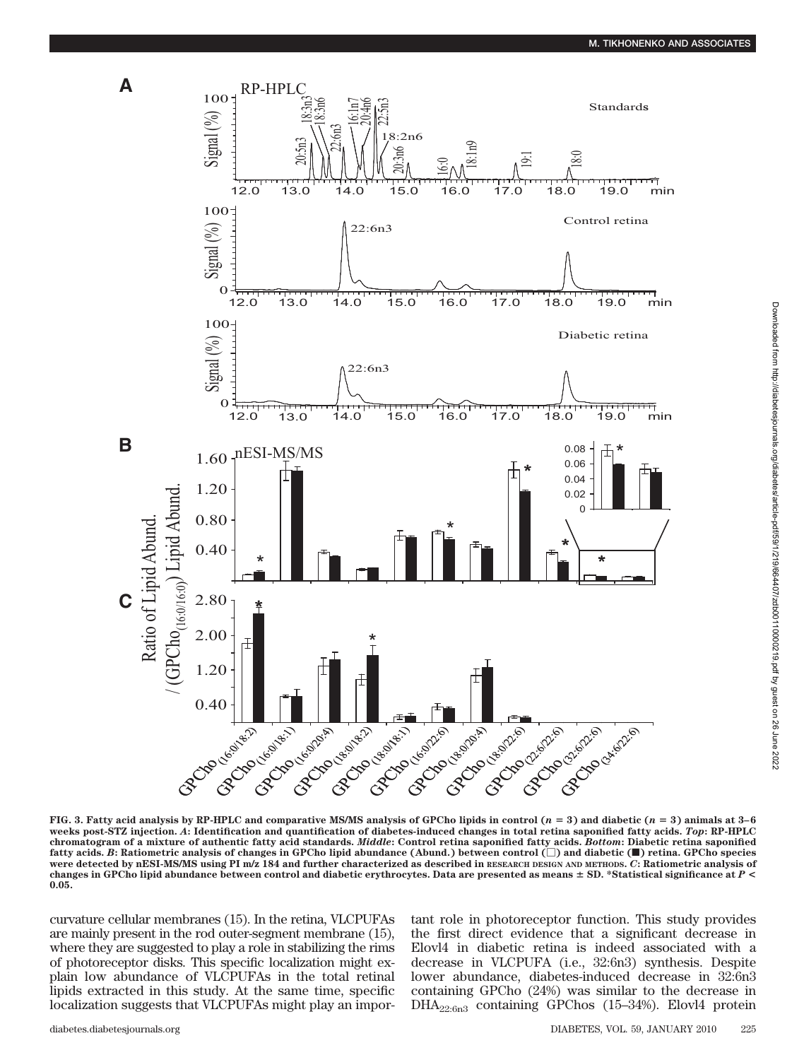FIG. 3. **Fatty acid analysis by RP-HPLC and comparative MS/MS analysis of GPCho lipids in control ($n = 3$) and diabetic ($n = 3$) animals at 3–6 weeks post-STZ injection.** ***A*****: Identification and quantification of diabetes-induced changes in total retina saponified fatty acids.** ***Top*****: RP-HPLC chromatogram of a mixture of authentic fatty acid standards.** ***Middle*****: Control retina saponified fatty acids.** ***Bottom*****: Diabetic retina saponified fatty acids.** ***B*****: Ratiometric analysis of changes in GPCho lipid abundance (Abund.) between control (□) and diabetic (■) retina. GPCho species were detected by nESI-MS/MS using PI m/z 184 and further characterized as described in RESEARCH DESIGN AND METHODS.** ***C*****: Ratiometric analysis of changes in GPCho lipid abundance between control and diabetic erythrocytes. Data are presented as means ± SD. *Statistical significance at $P <$ 0.05.**

curvature cellular membranes (15). In the retina, VLCPUFAs are mainly present in the rod outer-segment membrane (15), where they are suggested to play a role in stabilizing the rims of photoreceptor disks. This specific localization might explain low abundance of VLCPUFAs in the total retinal lipids extracted in this study. At the same time, specific localization suggests that VLCPUFAs might play an important role in photoreceptor function. This study provides the first direct evidence that a significant decrease in Elovl4 in diabetic retina is indeed associated with a decrease in VLCPUFA (i.e., 32:6n3) synthesis. Despite lower abundance, diabetes-induced decrease in 32:6n3 containing GPCho (24%) was similar to the decrease in $DHA_{22:6n3}$ containing GPChos (15–34%). Elovl4 protein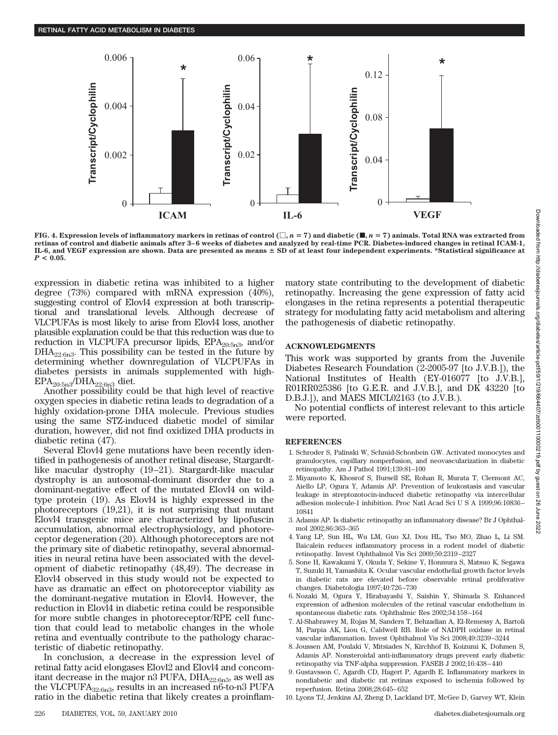FIG. 4. Expression levels of inflammatory markers in retinas of control (□, $n = 7$) and diabetic (■, $n = 7$) animals. Total RNA was extracted from retinas of control and diabetic animals after 3–6 weeks of diabetes and analyzed by real-time PCR. Diabetes-induced changes in retinal ICAM-1, IL-6, and VEGF expression are shown. Data are presented as means ± SD of at least four independent experiments. *Statistical significance at $P < 0.05$.

expression in diabetic retina was inhibited to a higher degree (73%) compared with mRNA expression (40%), suggesting control of Elovl4 expression at both transcriptional and translational levels. Although decrease of VLCPUFAs is most likely to arise from Elovl4 loss, another plausible explanation could be that this reduction was due to reduction in VLCPUFA precursor lipids, $EPA_{20:5n3}$, and/or $DHA_{22:6n3}$. This possibility can be tested in the future by determining whether downregulation of VLCPUFAs in diabetes persists in animals supplemented with high-$EPA_{20:5n3}/DHA_{22:6n3}$ diet.

Another possibility could be that high level of reactive oxygen species in diabetic retina leads to degradation of a highly oxidation-prone DHA molecule. Previous studies using the same STZ-induced diabetic model of similar duration, however, did not find oxidized DHA products in diabetic retina (47).

Several Elovl4 gene mutations have been recently identified in pathogenesis of another retinal disease, Stargardt-like macular dystrophy (19–21). Stargardt-like macular dystrophy is an autosomal-dominant disorder due to a dominant-negative effect of the mutated Elovl4 on wild-type protein (19). As Elovl4 is highly expressed in the photoreceptors (19,21), it is not surprising that mutant Elovl4 transgenic mice are characterized by lipofuscin accumulation, abnormal electrophysiology, and photoreceptor degeneration (20). Although photoreceptors are not the primary site of diabetic retinopathy, several abnormalities in neural retina have been associated with the development of diabetic retinopathy (48,49). The decrease in Elovl4 observed in this study would not be expected to have as dramatic an effect on photoreceptor viability as the dominant-negative mutation in Elovl4. However, the reduction in Elovl4 in diabetic retina could be responsible for more subtle changes in photoreceptor/RPE cell function that could lead to metabolic changes in the whole retina and eventually contribute to the pathology characteristic of diabetic retinopathy.

In conclusion, a decrease in the expression level of retinal fatty acid elongases Elovl2 and Elovl4 and concomitant decrease in the major n3 PUFA, $DHA_{22:6n3}$, as well as the $VLCPUFA_{32:6n3}$, results in an increased n6-to-n3 PUFA ratio in the diabetic retina that likely creates a proinflammatory state contributing to the development of diabetic retinopathy. Increasing the gene expression of fatty acid elongases in the retina represents a potential therapeutic strategy for modulating fatty acid metabolism and altering the pathogenesis of diabetic retinopathy.

## ACKNOWLEDGMENTS

This work was supported by grants from the Juvenile Diabetes Research Foundation (2-2005-97 [to J.V.B.]), the National Institutes of Health (EY-016077 [to J.V.B.], R01RR025386 [to G.E.R. and J.V.B.], and DK 43220 [to D.B.J.]), and MAES MICL02163 (to J.V.B.).

No potential conflicts of interest relevant to this article were reported.

## REFERENCES

1. Schroder S, Palinski W, Schmid-Schonbein GW. Activated monocytes and granulocytes, capillary nonperfusion, and neovascularization in diabetic retinopathy. Am J Pathol 1991;139:81–100
2. Miyamoto K, Khosrof S, Bursell SE, Rohan R, Murata T, Clermont AC, Aiello LP, Ogura Y, Adamis AP. Prevention of leukostasis and vascular leakage in streptozotocin-induced diabetic retinopathy via intercellular adhesion molecule-1 inhibition. Proc Natl Acad Sci U S A 1999;96:10836–10841
3. Adamis AP. Is diabetic retinopathy an inflammatory disease? Br J Ophthalmol 2002;86:363–365
4. Yang LP, Sun HL, Wu LM, Guo XJ, Dou HL, Tso MO, Zhao L, Li SM. Baicalein reduces inflammatory process in a rodent model of diabetic retinopathy. Invest Ophthalmol Vis Sci 2009;50:2319–2327
5. Sone H, Kawakami Y, Okuda Y, Sekine Y, Honmura S, Matsuo K, Segawa T, Suzuki H, Yamashita K. Ocular vascular endothelial growth factor levels in diabetic rats are elevated before observable retinal proliferative changes. Diabetologia 1997;40:726–730
6. Nozaki M, Ogura Y, Hirabayashi Y, Saishin Y, Shimada S. Enhanced expression of adhesion molecules of the retinal vascular endothelium in spontaneous diabetic rats. Ophthalmic Res 2002;34:158–164
7. Al-Shabrawey M, Rojas M, Sanders T, Behzadian A, El-Remessy A, Bartoli M, Parpia AK, Liou G, Caldwell RB. Role of NADPH oxidase in retinal vascular inflammation. Invest Ophthalmol Vis Sci 2008;49:3239–3244
8. Joussen AM, Poulaki V, Mitsiades N, Kirchhof B, Koizumi K, Dohmen S, Adamis AP. Nonsteroidal anti-inflammatory drugs prevent early diabetic retinopathy via TNF-alpha suppression. FASEB J 2002;16:438–440
9. Gustavsson C, Agardh CD, Hagert P, Agardh E. Inflammatory markers in nondiabetic and diabetic rat retinas exposed to ischemia followed by reperfusion. Retina 2008;28:645–652
10. Lyons TJ, Jenkins AJ, Zheng D, Lackland DT, McGee D, Garvey WT, Klein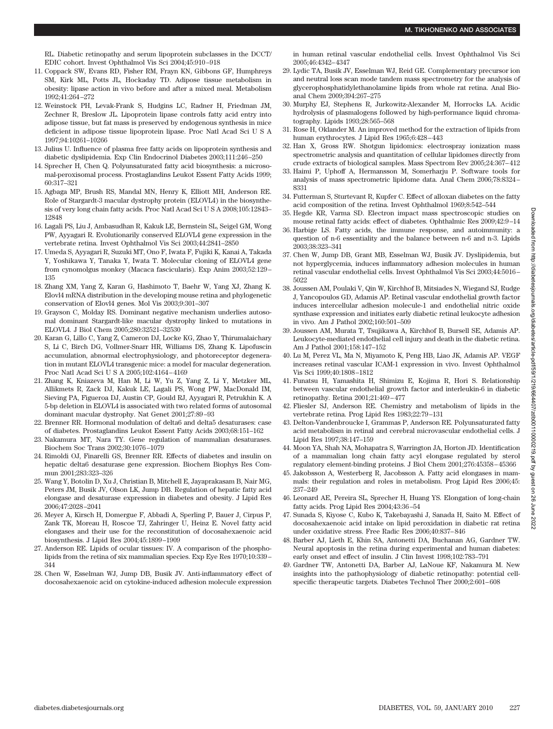RL. Diabetic retinopathy and serum lipoprotein subclasses in the DCCT/EDIC cohort. Invest Ophthalmol Vis Sci 2004;45:910–918

11. Coppack SW, Evans RD, Fisher RM, Frayn KN, Gibbons GF, Humphreys SM, Kirk ML, Potts JL, Hockaday TD. Adipose tissue metabolism in obesity: lipase action in vivo before and after a mixed meal. Metabolism 1992;41:264–272
12. Weinstock PH, Levak-Frank S, Hudgins LC, Radner H, Friedman JM, Zechner R, Breslow JL. Lipoprotein lipase controls fatty acid entry into adipose tissue, but fat mass is preserved by endogenous synthesis in mice deficient in adipose tissue lipoprotein lipase. Proc Natl Acad Sci U S A 1997;94:10261–10266
13. Julius U. Influence of plasma free fatty acids on lipoprotein synthesis and diabetic dyslipidemia. Exp Clin Endocrinol Diabetes 2003;111:246–250
14. Sprecher H, Chen Q. Polyunsaturated fatty acid biosynthesis: a microsomal-peroxisomal process. Prostaglandins Leukot Essent Fatty Acids 1999;60:317–321
15. Agbaga MP, Brush RS, Mandal MN, Henry K, Elliott MH, Anderson RE. Role of Stargardt-3 macular dystrophy protein (ELOVL4) in the biosynthesis of very long chain fatty acids. Proc Natl Acad Sci U S A 2008;105:12843–12848
16. Lagali PS, Liu J, Ambasudhan R, Kakuk LE, Bernstein SL, Seigel GM, Wong PW, Ayyagari R. Evolutionarily conserved ELOVL4 gene expression in the vertebrate retina. Invest Ophthalmol Vis Sci 2003;44:2841–2850
17. Umeda S, Ayyagari R, Suzuki MT, Ono F, Iwata F, Fujiki K, Kanai A, Takada Y, Yoshikawa Y, Tanaka Y, Iwata T. Molecular cloning of ELOVL4 gene from cynomolgus monkey (Macaca fascicularis). Exp Anim 2003;52:129–135
18. Zhang XM, Yang Z, Karan G, Hashimoto T, Baehr W, Yang XJ, Zhang K. Elovl4 mRNA distribution in the developing mouse retina and phylogenetic conservation of Elovl4 genes. Mol Vis 2003;9:301–307
19. Grayson C, Molday RS. Dominant negative mechanism underlies autosomal dominant Stargardt-like macular dystrophy linked to mutations in ELOVL4. J Biol Chem 2005;280:32521–32530
20. Karan G, Lillo C, Yang Z, Cameron DJ, Locke KG, Zhao Y, Thirumalaichary S, Li C, Birch DG, Vollmer-Snarr HR, Williams DS, Zhang K. Lipofuscin accumulation, abnormal electrophysiology, and photoreceptor degeneration in mutant ELOVL4 transgenic mice: a model for macular degeneration. Proc Natl Acad Sci U S A 2005;102:4164–4169
21. Zhang K, Kniazeva M, Han M, Li W, Yu Z, Yang Z, Li Y, Metzker ML, Allikmets R, Zack DJ, Kakuk LE, Lagali PS, Wong PW, MacDonald IM, Sieving PA, Figueroa DJ, Austin CP, Gould RJ, Ayyagari R, Petrukhin K. A 5-bp deletion in ELOVL4 is associated with two related forms of autosomal dominant macular dystrophy. Nat Genet 2001;27:89–93
22. Brenner RR. Hormonal modulation of delta6 and delta5 desaturases: case of diabetes. Prostaglandins Leukot Essent Fatty Acids 2003;68:151–162
23. Nakamura MT, Nara TY. Gene regulation of mammalian desaturases. Biochem Soc Trans 2002;30:1076–1079
24. Rimoldi OJ, Finarelli GS, Brenner RR. Effects of diabetes and insulin on hepatic delta6 desaturase gene expression. Biochem Biophys Res Commun 2001;283:323–326
25. Wang Y, Botolin D, Xu J, Christian B, Mitchell E, Jayaprakasam B, Nair MG, Peters JM, Busik JV, Olson LK, Jump DB. Regulation of hepatic fatty acid elongase and desaturase expression in diabetes and obesity. J Lipid Res 2006;47:2028–2041
26. Meyer A, Kirsch H, Domergue F, Abbadi A, Sperling P, Bauer J, Cirpus P, Zank TK, Moreau H, Roscoe TJ, Zahringer U, Heinz E. Novel fatty acid elongases and their use for the reconstitution of docosahexaenoic acid biosynthesis. J Lipid Res 2004;45:1899–1909
27. Anderson RE. Lipids of ocular tissues: IV. A comparison of the phospholipids from the retina of six mammalian species. Exp Eye Res 1970;10:339–344
28. Chen W, Esselman WJ, Jump DB, Busik JV. Anti-inflammatory effect of docosahexaenoic acid on cytokine-induced adhesion molecule expression in human retinal vascular endothelial cells. Invest Ophthalmol Vis Sci 2005;46:4342–4347
29. Lydic TA, Busik JV, Esselman WJ, Reid GE. Complementary precursor ion and neutral loss scan mode tandem mass spectrometry for the analysis of glycerophosphatidylethanolamine lipids from whole rat retina. Anal Bioanal Chem 2009;394:267–275
30. Murphy EJ, Stephens R, Jurkowitz-Alexander M, Horrocks LA. Acidic hydrolysis of plasmalogens followed by high-performance liquid chromatography. Lipids 1993;28:565–568
31. Rose H, Oklander M. An improved method for the extraction of lipids from human erythrocytes. J Lipid Res 1965;6:428–443
32. Han X, Gross RW. Shotgun lipidomics: electrospray ionization mass spectrometric analysis and quantitation of cellular lipidomes directly from crude extracts of biological samples. Mass Spectrom Rev 2005;24:367–412
33. Haimi P, Uphoff A, Hermansson M, Somerharju P. Software tools for analysis of mass spectrometric lipidome data. Anal Chem 2006;78:8324–8331
34. Futterman S, Sturtevant R, Kupfer C. Effect of alloxan diabetes on the fatty acid composition of the retina. Invest Ophthalmol 1969;8:542–544
35. Hegde KR, Varma SD. Electron impact mass spectroscopic studies on mouse retinal fatty acids: effect of diabetes. Ophthalmic Res 2009;42:9–14
36. Harbige LS. Fatty acids, the immune response, and autoimmunity: a question of n-6 essentiality and the balance between n-6 and n-3. Lipids 2003;38:323–341
37. Chen W, Jump DB, Grant MB, Esselman WJ, Busik JV. Dyslipidemia, but not hyperglycemia, induces inflammatory adhesion molecules in human retinal vascular endothelial cells. Invest Ophthalmol Vis Sci 2003;44:5016–5022
38. Joussen AM, Poulaki V, Qin W, Kirchhof B, Mitsiades N, Wiegand SJ, Rudge J, Yancopoulos GD, Adamis AP. Retinal vascular endothelial growth factor induces intercellular adhesion molecule-1 and endothelial nitric oxide synthase expression and initiates early diabetic retinal leukocyte adhesion in vivo. Am J Pathol 2002;160:501–509
39. Joussen AM, Murata T, Tsujikawa A, Kirchhof B, Bursell SE, Adamis AP. Leukocyte-mediated endothelial cell injury and death in the diabetic retina. Am J Pathol 2001;158:147–152
40. Lu M, Perez VL, Ma N, Miyamoto K, Peng HB, Liao JK, Adamis AP. VEGF increases retinal vascular ICAM-1 expression in vivo. Invest Ophthalmol Vis Sci 1999;40:1808–1812
41. Funatsu H, Yamashita H, Shimizu E, Kojima R, Hori S. Relationship between vascular endothelial growth factor and interleukin-6 in diabetic retinopathy. Retina 2001;21:469–477
42. Fliesler SJ, Anderson RE. Chemistry and metabolism of lipids in the vertebrate retina. Prog Lipid Res 1983;22:79–131
43. Delton-Vandenbroucke I, Grammas P, Anderson RE. Polyunsaturated fatty acid metabolism in retinal and cerebral microvascular endothelial cells. J Lipid Res 1997;38:147–159
44. Moon YA, Shah NA, Mohapatra S, Warrington JA, Horton JD. Identification of a mammalian long chain fatty acyl elongase regulated by sterol regulatory element-binding proteins. J Biol Chem 2001;276:45358–45366
45. Jakobsson A, Westerberg R, Jacobsson A. Fatty acid elongases in mammals: their regulation and roles in metabolism. Prog Lipid Res 2006;45:237–249
46. Leonard AE, Pereira SL, Sprecher H, Huang YS. Elongation of long-chain fatty acids. Prog Lipid Res 2004;43:36–54
47. Sunada S, Kiyose C, Kubo K, Takebayashi J, Sanada H, Saito M. Effect of docosahexaenoic acid intake on lipid peroxidation in diabetic rat retina under oxidative stress. Free Radic Res 2006;40:837–846
48. Barber AJ, Lieth E, Khin SA, Antonetti DA, Buchanan AG, Gardner TW. Neural apoptosis in the retina during experimental and human diabetes: early onset and effect of insulin. J Clin Invest 1998;102:783–791
49. Gardner TW, Antonetti DA, Barber AJ, LaNoue KF, Nakamura M. New insights into the pathophysiology of diabetic retinopathy: potential cell-specific therapeutic targets. Diabetes Technol Ther 2000;2:601–608